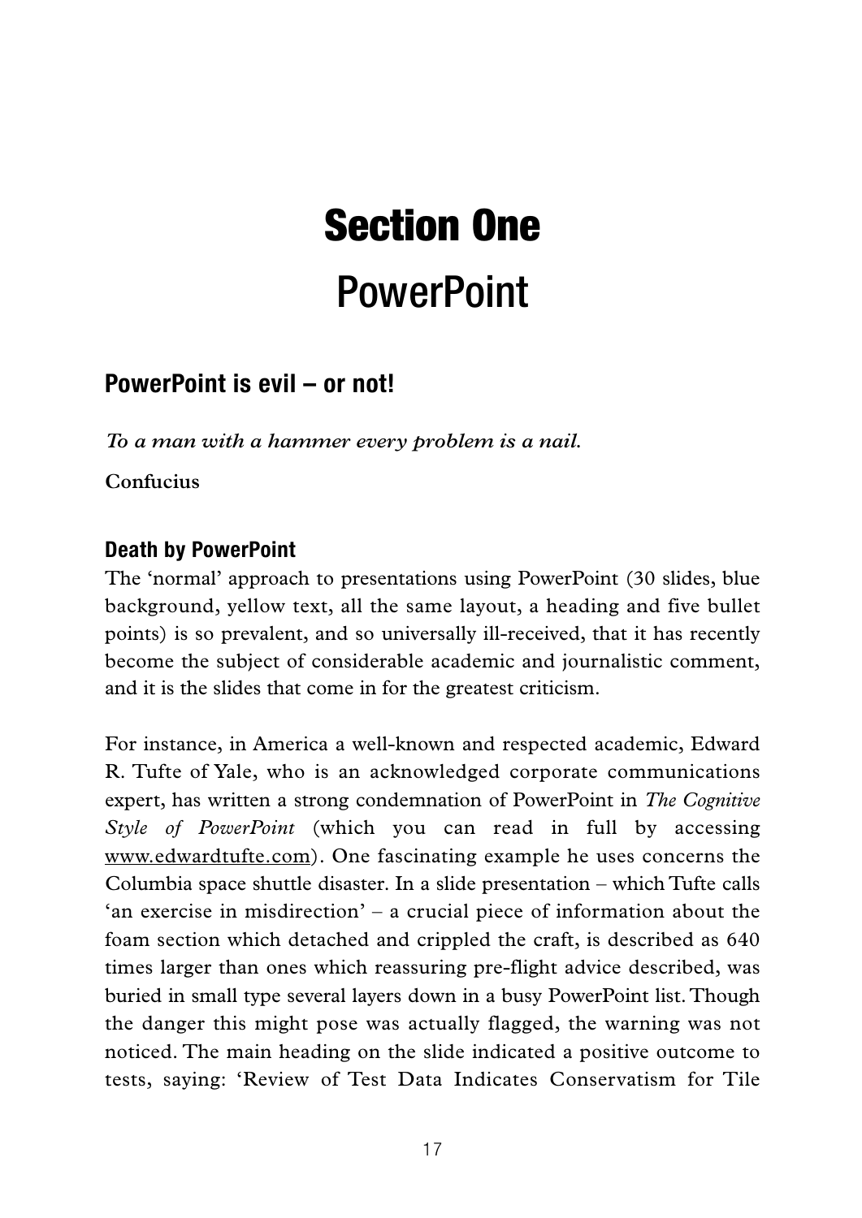# Section One
# PowerPoint

## PowerPoint is evil – or not!

*To a man with a hammer every problem is a nail.*

**Confucius**

### Death by PowerPoint

The 'normal' approach to presentations using PowerPoint (30 slides, blue background, yellow text, all the same layout, a heading and five bullet points) is so prevalent, and so universally ill-received, that it has recently become the subject of considerable academic and journalistic comment, and it is the slides that come in for the greatest criticism.

For instance, in America a well-known and respected academic, Edward R. Tufte of Yale, who is an acknowledged corporate communications expert, has written a strong condemnation of PowerPoint in *The Cognitive Style of PowerPoint* (which you can read in full by accessing www.edwardtufte.com). One fascinating example he uses concerns the Columbia space shuttle disaster. In a slide presentation – which Tufte calls 'an exercise in misdirection' – a crucial piece of information about the foam section which detached and crippled the craft, is described as 640 times larger than ones which reassuring pre-flight advice described, was buried in small type several layers down in a busy PowerPoint list. Though the danger this might pose was actually flagged, the warning was not noticed. The main heading on the slide indicated a positive outcome to tests, saying: 'Review of Test Data Indicates Conservatism for Tile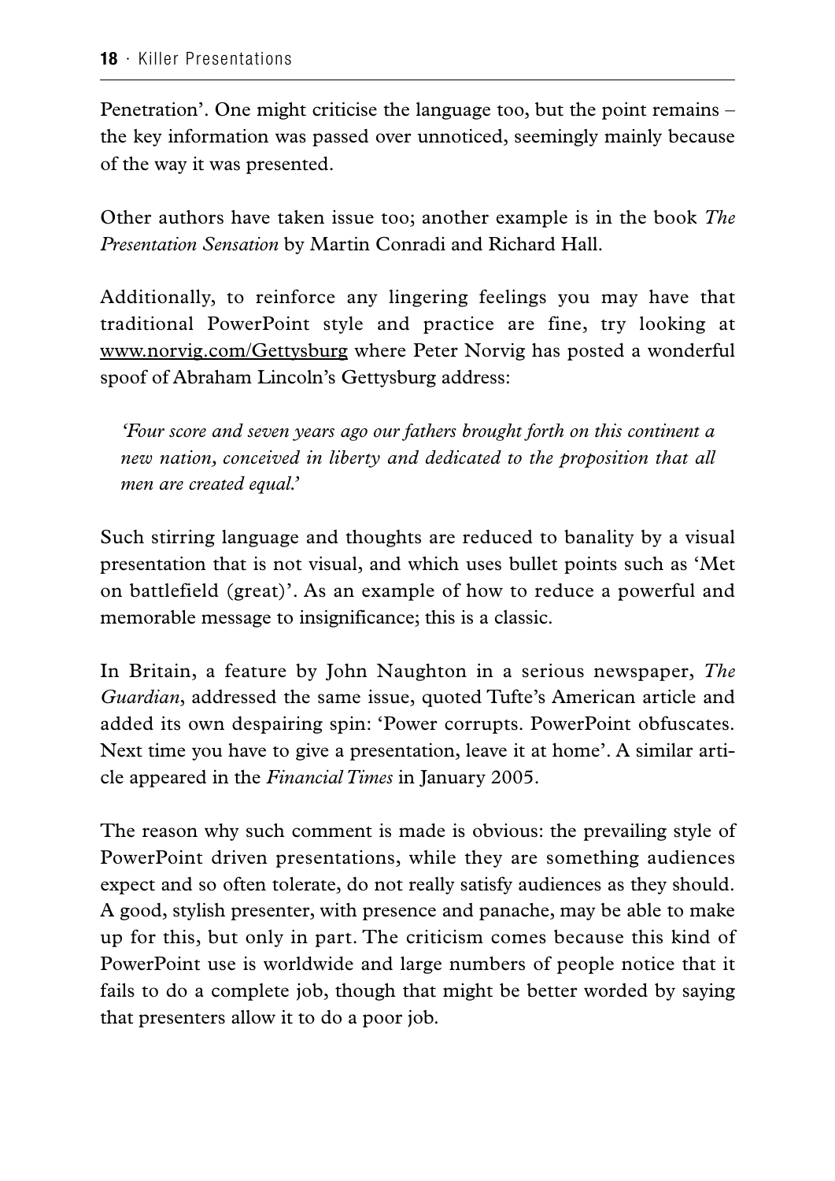Penetration'. One might criticise the language too, but the point remains – the key information was passed over unnoticed, seemingly mainly because of the way it was presented.

Other authors have taken issue too; another example is in the book *The Presentation Sensation* by Martin Conradi and Richard Hall.

Additionally, to reinforce any lingering feelings you may have that traditional PowerPoint style and practice are fine, try looking at www.norvig.com/Gettysburg where Peter Norvig has posted a wonderful spoof of Abraham Lincoln's Gettysburg address:

> *'Four score and seven years ago our fathers brought forth on this continent a new nation, conceived in liberty and dedicated to the proposition that all men are created equal.'*

Such stirring language and thoughts are reduced to banality by a visual presentation that is not visual, and which uses bullet points such as 'Met on battlefield (great)'. As an example of how to reduce a powerful and memorable message to insignificance; this is a classic.

In Britain, a feature by John Naughton in a serious newspaper, *The Guardian*, addressed the same issue, quoted Tufte's American article and added its own despairing spin: 'Power corrupts. PowerPoint obfuscates. Next time you have to give a presentation, leave it at home'. A similar article appeared in the *Financial Times* in January 2005.

The reason why such comment is made is obvious: the prevailing style of PowerPoint driven presentations, while they are something audiences expect and so often tolerate, do not really satisfy audiences as they should. A good, stylish presenter, with presence and panache, may be able to make up for this, but only in part. The criticism comes because this kind of PowerPoint use is worldwide and large numbers of people notice that it fails to do a complete job, though that might be better worded by saying that presenters allow it to do a poor job.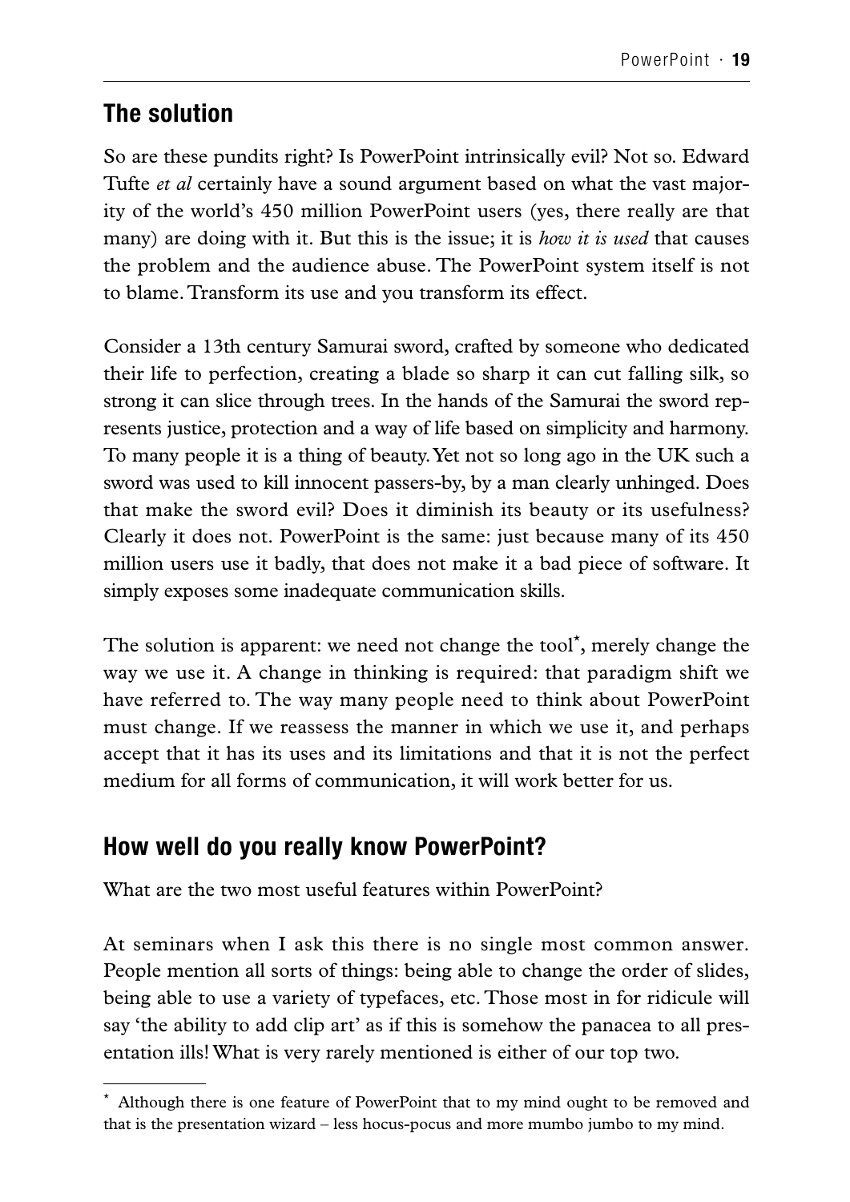## The solution

So are these pundits right? Is PowerPoint intrinsically evil? Not so. Edward Tufte *et al* certainly have a sound argument based on what the vast majority of the world's 450 million PowerPoint users (yes, there really are that many) are doing with it. But this is the issue; it is *how it is used* that causes the problem and the audience abuse. The PowerPoint system itself is not to blame. Transform its use and you transform its effect.

Consider a 13th century Samurai sword, crafted by someone who dedicated their life to perfection, creating a blade so sharp it can cut falling silk, so strong it can slice through trees. In the hands of the Samurai the sword represents justice, protection and a way of life based on simplicity and harmony. To many people it is a thing of beauty. Yet not so long ago in the UK such a sword was used to kill innocent passers-by, by a man clearly unhinged. Does that make the sword evil? Does it diminish its beauty or its usefulness? Clearly it does not. PowerPoint is the same: just because many of its 450 million users use it badly, that does not make it a bad piece of software. It simply exposes some inadequate communication skills.

The solution is apparent: we need not change the tool*, merely change the way we use it. A change in thinking is required: that paradigm shift we have referred to. The way many people need to think about PowerPoint must change. If we reassess the manner in which we use it, and perhaps accept that it has its uses and its limitations and that it is not the perfect medium for all forms of communication, it will work better for us.

## How well do you really know PowerPoint?

What are the two most useful features within PowerPoint?

At seminars when I ask this there is no single most common answer. People mention all sorts of things: being able to change the order of slides, being able to use a variety of typefaces, etc. Those most in for ridicule will say 'the ability to add clip art' as if this is somehow the panacea to all presentation ills! What is very rarely mentioned is either of our top two.

---

* Although there is one feature of PowerPoint that to my mind ought to be removed and that is the presentation wizard – less hocus-pocus and more mumbo jumbo to my mind.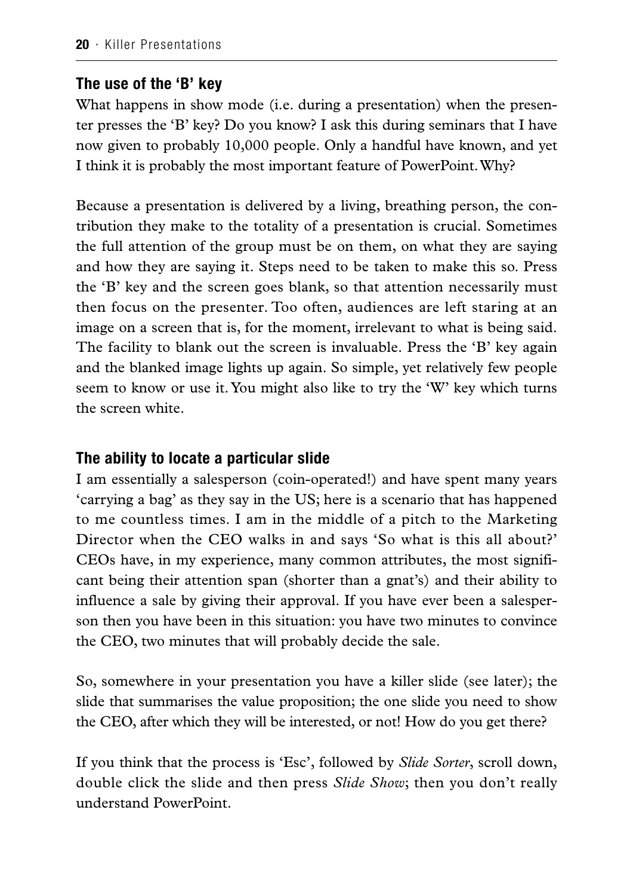### The use of the 'B' key

What happens in show mode (i.e. during a presentation) when the presenter presses the 'B' key? Do you know? I ask this during seminars that I have now given to probably 10,000 people. Only a handful have known, and yet I think it is probably the most important feature of PowerPoint. Why?

Because a presentation is delivered by a living, breathing person, the contribution they make to the totality of a presentation is crucial. Sometimes the full attention of the group must be on them, on what they are saying and how they are saying it. Steps need to be taken to make this so. Press the 'B' key and the screen goes blank, so that attention necessarily must then focus on the presenter. Too often, audiences are left staring at an image on a screen that is, for the moment, irrelevant to what is being said. The facility to blank out the screen is invaluable. Press the 'B' key again and the blanked image lights up again. So simple, yet relatively few people seem to know or use it. You might also like to try the 'W' key which turns the screen white.

### The ability to locate a particular slide

I am essentially a salesperson (coin-operated!) and have spent many years 'carrying a bag' as they say in the US; here is a scenario that has happened to me countless times. I am in the middle of a pitch to the Marketing Director when the CEO walks in and says 'So what is this all about?' CEOs have, in my experience, many common attributes, the most significant being their attention span (shorter than a gnat's) and their ability to influence a sale by giving their approval. If you have ever been a salesperson then you have been in this situation: you have two minutes to convince the CEO, two minutes that will probably decide the sale.

So, somewhere in your presentation you have a killer slide (see later); the slide that summarises the value proposition; the one slide you need to show the CEO, after which they will be interested, or not! How do you get there?

If you think that the process is 'Esc', followed by *Slide Sorter*, scroll down, double click the slide and then press *Slide Show*; then you don't really understand PowerPoint.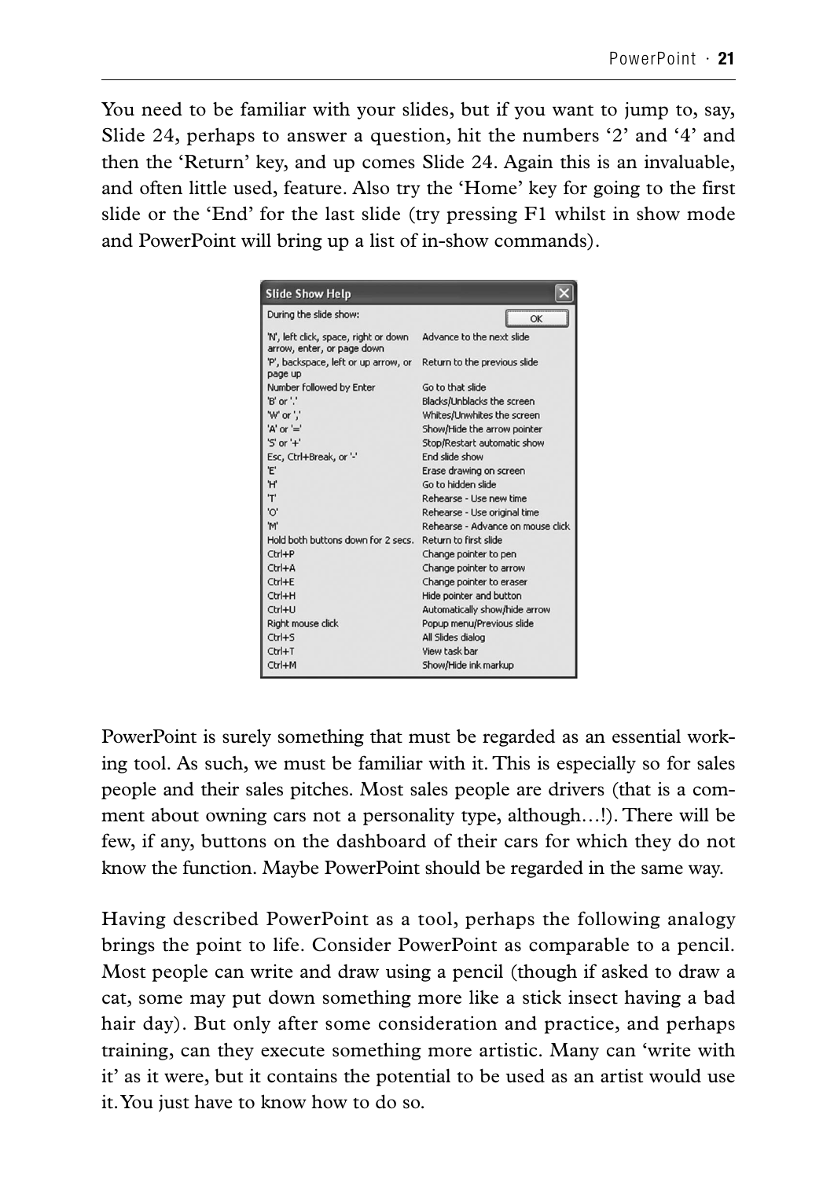You need to be familiar with your slides, but if you want to jump to, say, Slide 24, perhaps to answer a question, hit the numbers '2' and '4' and then the 'Return' key, and up comes Slide 24. Again this is an invaluable, and often little used, feature. Also try the 'Home' key for going to the first slide or the 'End' for the last slide (try pressing F1 whilst in show mode and PowerPoint will bring up a list of in-show commands).

**Slide Show Help**

During the slide show:

OK

| | |
|---|---|
| 'N', left click, space, right or down arrow, enter, or page down | Advance to the next slide |
| 'P', backspace, left or up arrow, or page up | Return to the previous slide |
| Number followed by Enter | Go to that slide |
| 'B' or '.' | Blacks/Unblacks the screen |
| 'W' or ',' | Whites/Unwhites the screen |
| 'A' or '=' | Show/Hide the arrow pointer |
| 'S' or '+' | Stop/Restart automatic show |
| Esc, Ctrl+Break, or '-' | End slide show |
| 'E' | Erase drawing on screen |
| 'H' | Go to hidden slide |
| 'T' | Rehearse - Use new time |
| 'O' | Rehearse - Use original time |
| 'M' | Rehearse - Advance on mouse click |
| Hold both buttons down for 2 secs. | Return to first slide |
| Ctrl+P | Change pointer to pen |
| Ctrl+A | Change pointer to arrow |
| Ctrl+E | Change pointer to eraser |
| Ctrl+H | Hide pointer and button |
| Ctrl+U | Automatically show/hide arrow |
| Right mouse click | Popup menu/Previous slide |
| Ctrl+S | All Slides dialog |
| Ctrl+T | View task bar |
| Ctrl+M | Show/Hide ink markup |

PowerPoint is surely something that must be regarded as an essential working tool. As such, we must be familiar with it. This is especially so for sales people and their sales pitches. Most sales people are drivers (that is a comment about owning cars not a personality type, although…!). There will be few, if any, buttons on the dashboard of their cars for which they do not know the function. Maybe PowerPoint should be regarded in the same way.

Having described PowerPoint as a tool, perhaps the following analogy brings the point to life. Consider PowerPoint as comparable to a pencil. Most people can write and draw using a pencil (though if asked to draw a cat, some may put down something more like a stick insect having a bad hair day). But only after some consideration and practice, and perhaps training, can they execute something more artistic. Many can 'write with it' as it were, but it contains the potential to be used as an artist would use it. You just have to know how to do so.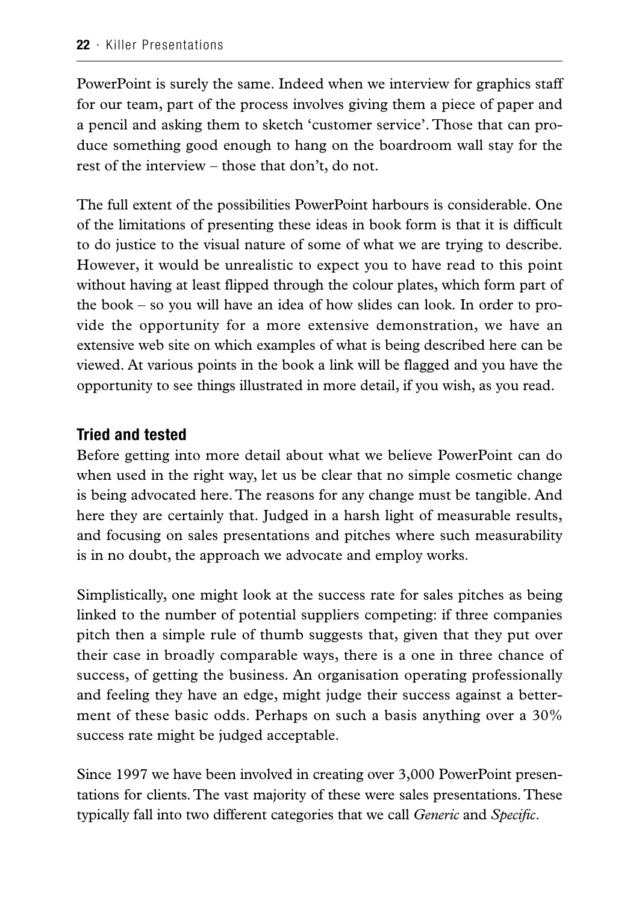PowerPoint is surely the same. Indeed when we interview for graphics staff for our team, part of the process involves giving them a piece of paper and a pencil and asking them to sketch 'customer service'. Those that can produce something good enough to hang on the boardroom wall stay for the rest of the interview – those that don't, do not.

The full extent of the possibilities PowerPoint harbours is considerable. One of the limitations of presenting these ideas in book form is that it is difficult to do justice to the visual nature of some of what we are trying to describe. However, it would be unrealistic to expect you to have read to this point without having at least flipped through the colour plates, which form part of the book – so you will have an idea of how slides can look. In order to provide the opportunity for a more extensive demonstration, we have an extensive web site on which examples of what is being described here can be viewed. At various points in the book a link will be flagged and you have the opportunity to see things illustrated in more detail, if you wish, as you read.

## Tried and tested

Before getting into more detail about what we believe PowerPoint can do when used in the right way, let us be clear that no simple cosmetic change is being advocated here. The reasons for any change must be tangible. And here they are certainly that. Judged in a harsh light of measurable results, and focusing on sales presentations and pitches where such measurability is in no doubt, the approach we advocate and employ works.

Simplistically, one might look at the success rate for sales pitches as being linked to the number of potential suppliers competing: if three companies pitch then a simple rule of thumb suggests that, given that they put over their case in broadly comparable ways, there is a one in three chance of success, of getting the business. An organisation operating professionally and feeling they have an edge, might judge their success against a betterment of these basic odds. Perhaps on such a basis anything over a 30% success rate might be judged acceptable.

Since 1997 we have been involved in creating over 3,000 PowerPoint presentations for clients. The vast majority of these were sales presentations. These typically fall into two different categories that we call *Generic* and *Specific*.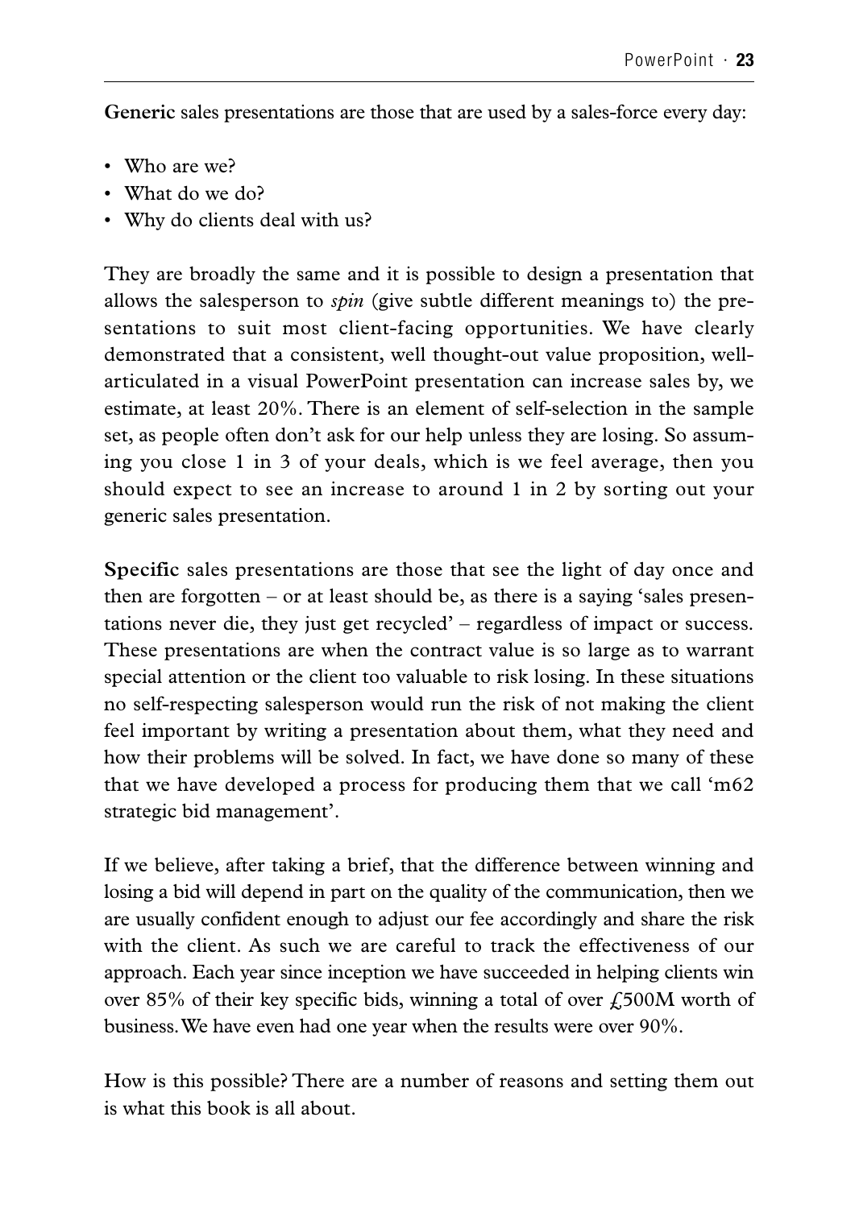**Generic** sales presentations are those that are used by a sales-force every day:

- Who are we?
- What do we do?
- Why do clients deal with us?

They are broadly the same and it is possible to design a presentation that allows the salesperson to *spin* (give subtle different meanings to) the presentations to suit most client-facing opportunities. We have clearly demonstrated that a consistent, well thought-out value proposition, well-articulated in a visual PowerPoint presentation can increase sales by, we estimate, at least 20%. There is an element of self-selection in the sample set, as people often don't ask for our help unless they are losing. So assuming you close 1 in 3 of your deals, which is we feel average, then you should expect to see an increase to around 1 in 2 by sorting out your generic sales presentation.

**Specific** sales presentations are those that see the light of day once and then are forgotten – or at least should be, as there is a saying 'sales presentations never die, they just get recycled' – regardless of impact or success. These presentations are when the contract value is so large as to warrant special attention or the client too valuable to risk losing. In these situations no self-respecting salesperson would run the risk of not making the client feel important by writing a presentation about them, what they need and how their problems will be solved. In fact, we have done so many of these that we have developed a process for producing them that we call 'm62 strategic bid management'.

If we believe, after taking a brief, that the difference between winning and losing a bid will depend in part on the quality of the communication, then we are usually confident enough to adjust our fee accordingly and share the risk with the client. As such we are careful to track the effectiveness of our approach. Each year since inception we have succeeded in helping clients win over 85% of their key specific bids, winning a total of over £500M worth of business. We have even had one year when the results were over 90%.

How is this possible? There are a number of reasons and setting them out is what this book is all about.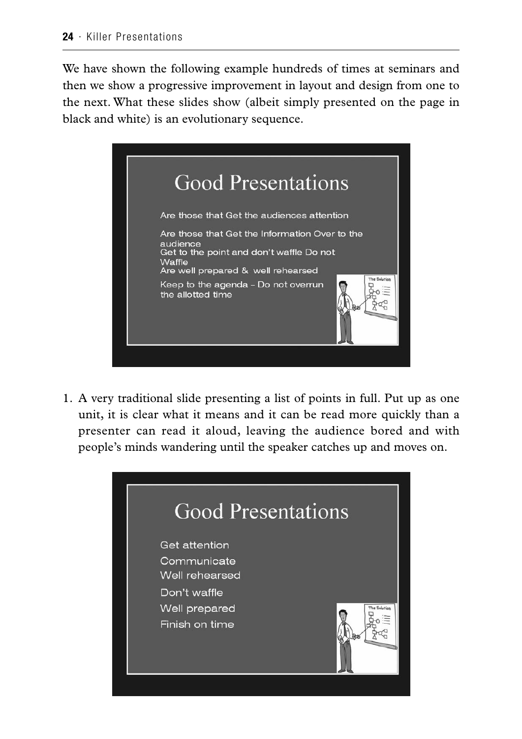We have shown the following example hundreds of times at seminars and then we show a progressive improvement in layout and design from one to the next. What these slides show (albeit simply presented on the page in black and white) is an evolutionary sequence.

**Good Presentations**

Are those that Get the audiences attention

Are those that Get the Information Over to the audience
Get to the point and don't waffle Do not Waffle
Are well prepared & well rehearsed

Keep to the agenda – Do not overrun the allotted time

1. A very traditional slide presenting a list of points in full. Put up as one unit, it is clear what it means and it can be read more quickly than a presenter can read it aloud, leaving the audience bored and with people's minds wandering until the speaker catches up and moves on.

**Good Presentations**

Get attention
Communicate
Well rehearsed
Don't waffle
Well prepared
Finish on time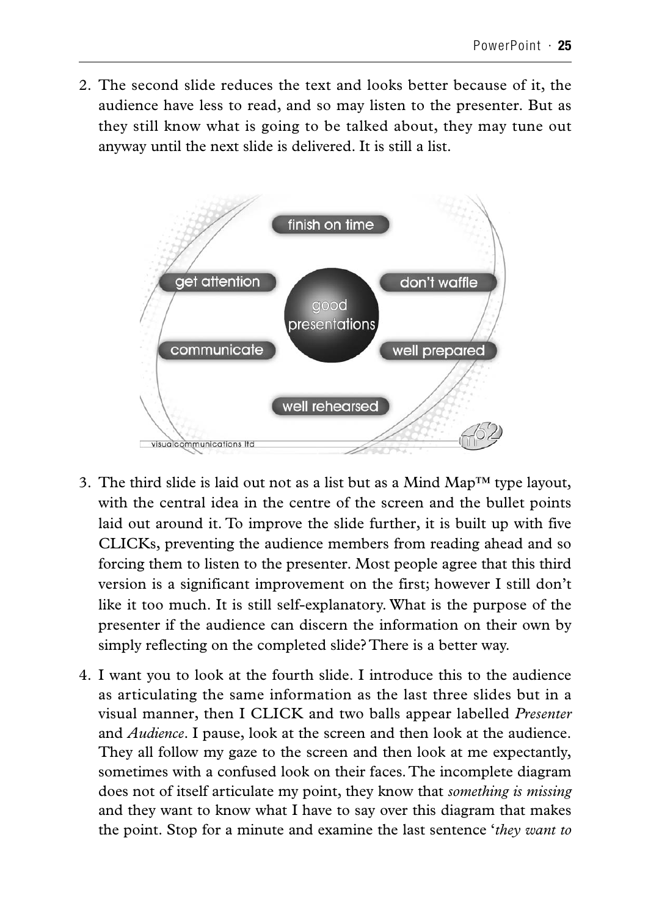2. The second slide reduces the text and looks better because of it, the audience have less to read, and so may listen to the presenter. But as they still know what is going to be talked about, they may tune out anyway until the next slide is delivered. It is still a list.

3. The third slide is laid out not as a list but as a Mind Map™ type layout, with the central idea in the centre of the screen and the bullet points laid out around it. To improve the slide further, it is built up with five CLICKs, preventing the audience members from reading ahead and so forcing them to listen to the presenter. Most people agree that this third version is a significant improvement on the first; however I still don't like it too much. It is still self-explanatory. What is the purpose of the presenter if the audience can discern the information on their own by simply reflecting on the completed slide? There is a better way.

4. I want you to look at the fourth slide. I introduce this to the audience as articulating the same information as the last three slides but in a visual manner, then I CLICK and two balls appear labelled *Presenter* and *Audience*. I pause, look at the screen and then look at the audience. They all follow my gaze to the screen and then look at me expectantly, sometimes with a confused look on their faces. The incomplete diagram does not of itself articulate my point, they know that *something is missing* and they want to know what I have to say over this diagram that makes the point. Stop for a minute and examine the last sentence '*they want to*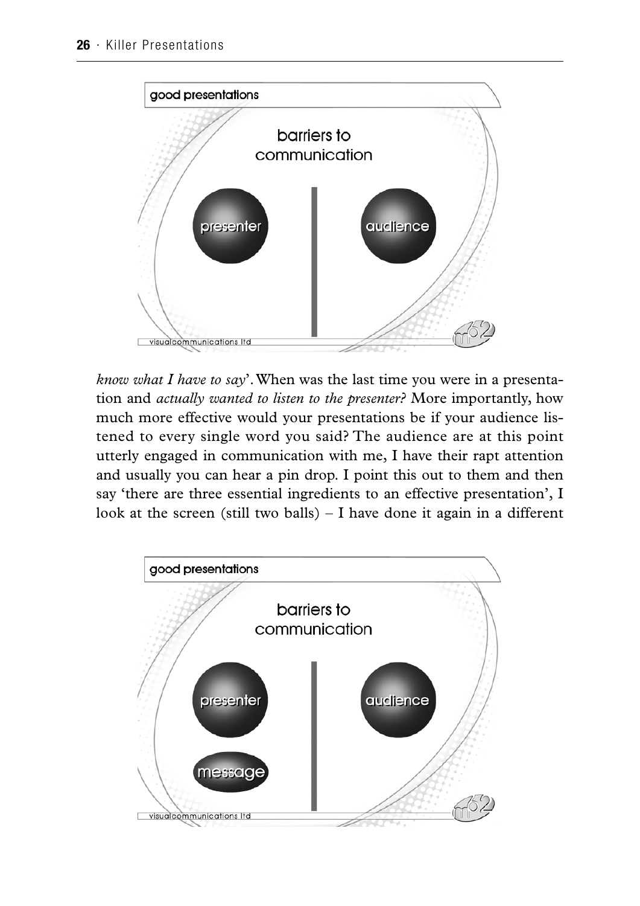*know what I have to say*'. When was the last time you were in a presentation and *actually wanted to listen to the presenter*? More importantly, how much more effective would your presentations be if your audience listened to every single word you said? The audience are at this point utterly engaged in communication with me, I have their rapt attention and usually you can hear a pin drop. I point this out to them and then say 'there are three essential ingredients to an effective presentation', I look at the screen (still two balls) – I have done it again in a different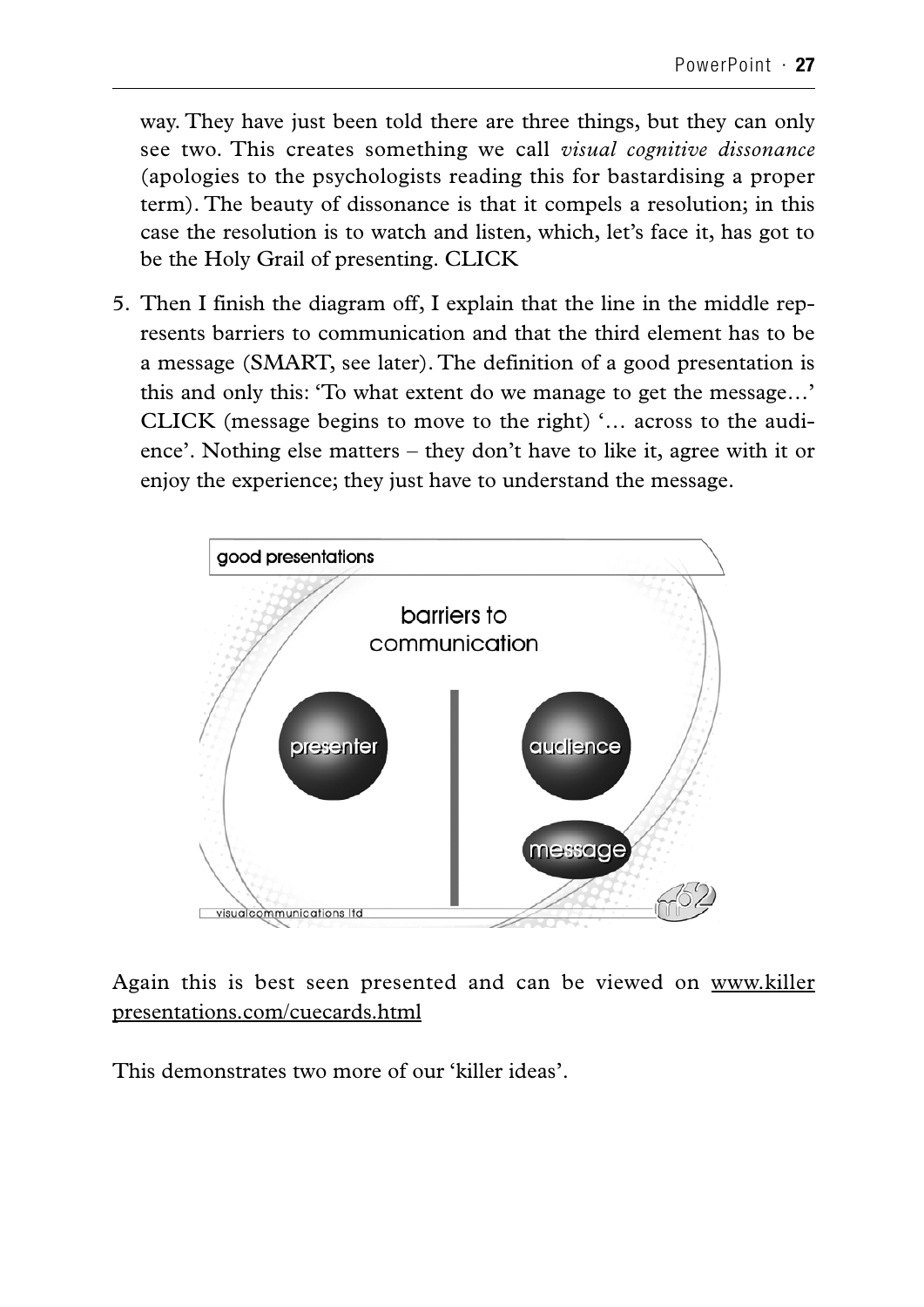way. They have just been told there are three things, but they can only see two. This creates something we call *visual cognitive dissonance* (apologies to the psychologists reading this for bastardising a proper term). The beauty of dissonance is that it compels a resolution; in this case the resolution is to watch and listen, which, let's face it, has got to be the Holy Grail of presenting. CLICK

5. Then I finish the diagram off, I explain that the line in the middle represents barriers to communication and that the third element has to be a message (SMART, see later). The definition of a good presentation is this and only this: 'To what extent do we manage to get the message…' CLICK (message begins to move to the right) '… across to the audience'. Nothing else matters – they don't have to like it, agree with it or enjoy the experience; they just have to understand the message.

Again this is best seen presented and can be viewed on www.killerpresentations.com/cuecards.html

This demonstrates two more of our 'killer ideas'.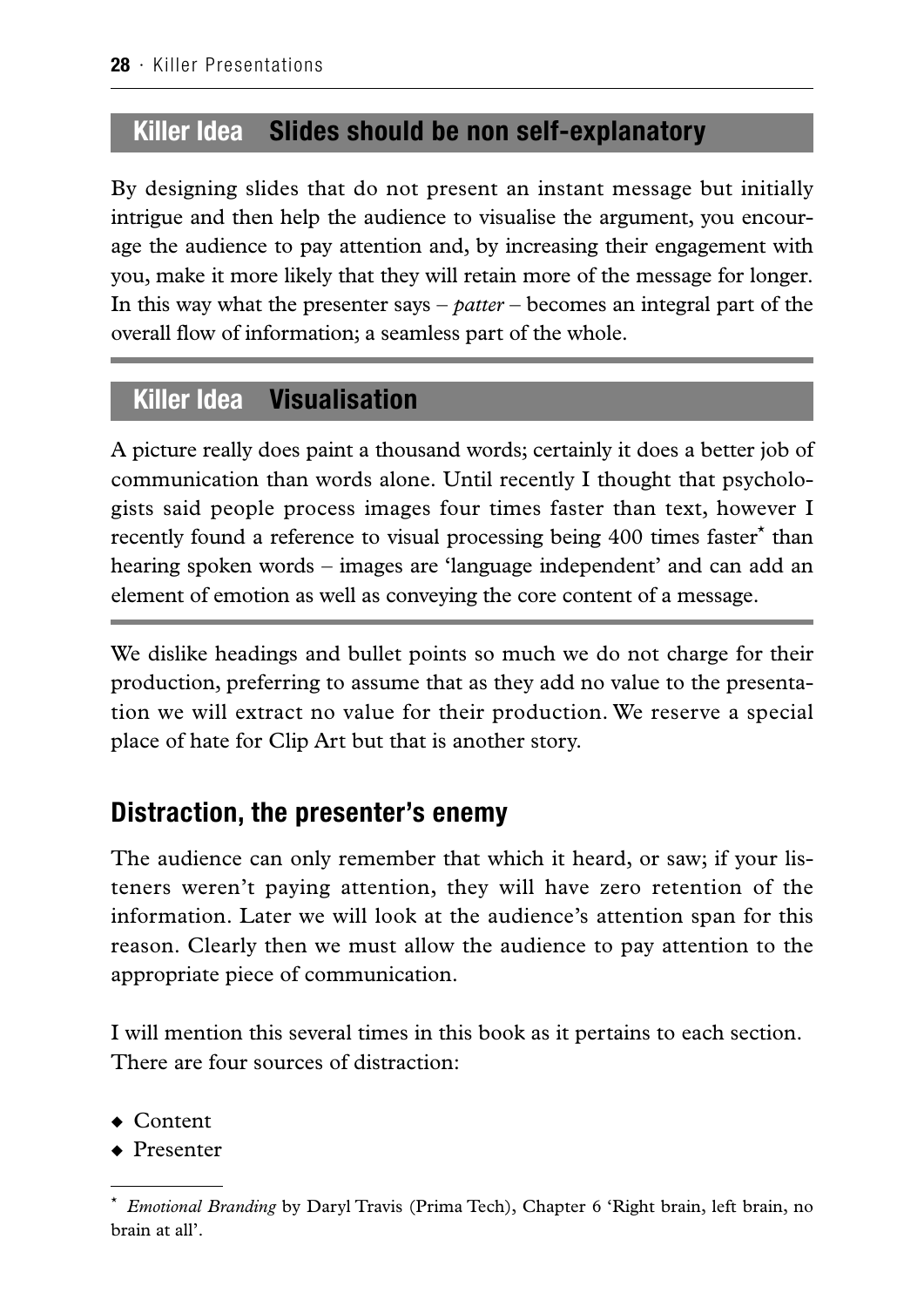### Killer Idea **Slides should be non self-explanatory**

By designing slides that do not present an instant message but initially intrigue and then help the audience to visualise the argument, you encourage the audience to pay attention and, by increasing their engagement with you, make it more likely that they will retain more of the message for longer. In this way what the presenter says – *patter* – becomes an integral part of the overall flow of information; a seamless part of the whole.

### Killer Idea **Visualisation**

A picture really does paint a thousand words; certainly it does a better job of communication than words alone. Until recently I thought that psychologists said people process images four times faster than text, however I recently found a reference to visual processing being 400 times faster* than hearing spoken words – images are 'language independent' and can add an element of emotion as well as conveying the core content of a message.

We dislike headings and bullet points so much we do not charge for their production, preferring to assume that as they add no value to the presentation we will extract no value for their production. We reserve a special place of hate for Clip Art but that is another story.

## Distraction, the presenter's enemy

The audience can only remember that which it heard, or saw; if your listeners weren't paying attention, they will have zero retention of the information. Later we will look at the audience's attention span for this reason. Clearly then we must allow the audience to pay attention to the appropriate piece of communication.

I will mention this several times in this book as it pertains to each section. There are four sources of distraction:

- Content
- Presenter

---

\* *Emotional Branding* by Daryl Travis (Prima Tech), Chapter 6 'Right brain, left brain, no brain at all'.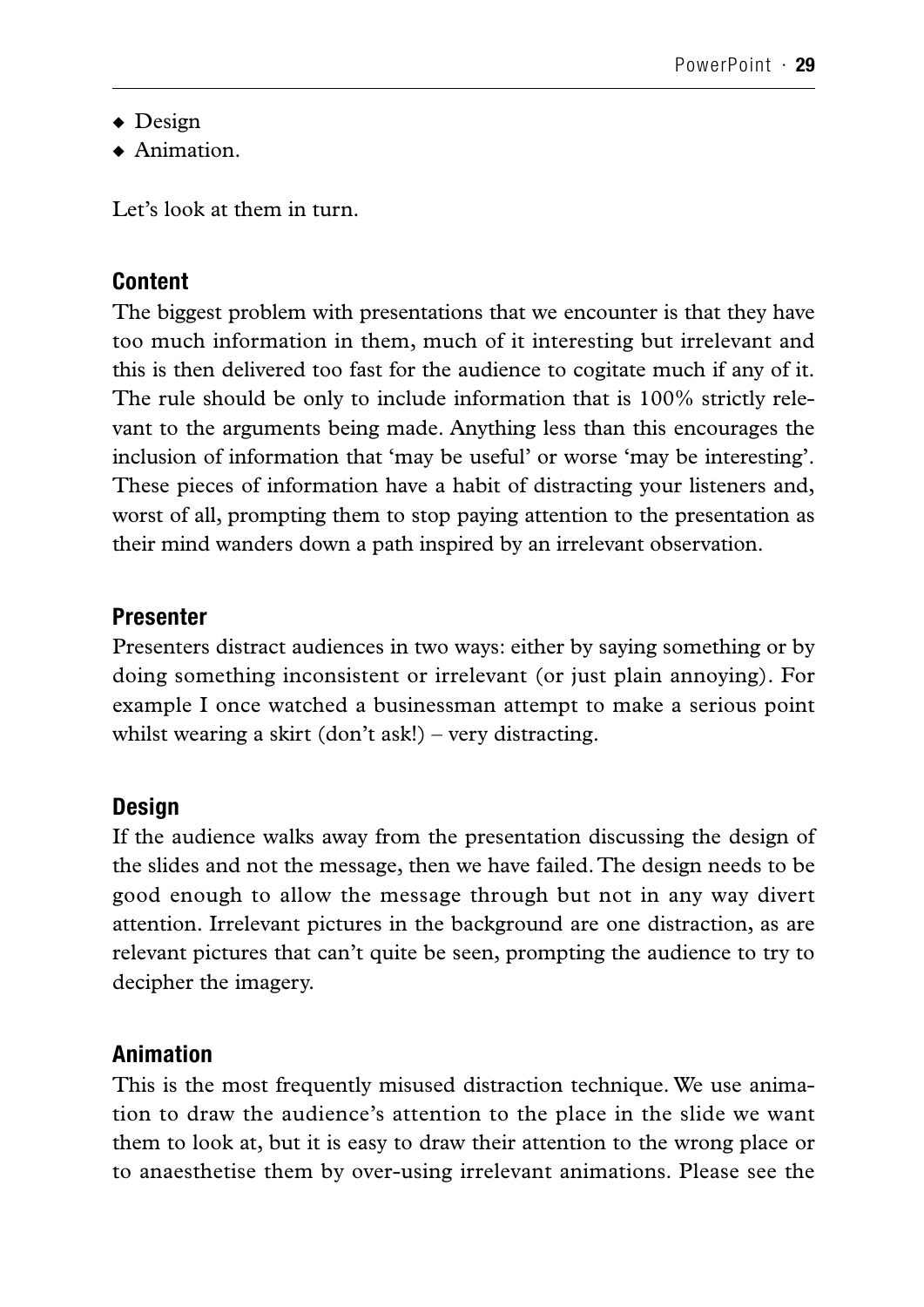- Design
- Animation.

Let's look at them in turn.

### Content

The biggest problem with presentations that we encounter is that they have too much information in them, much of it interesting but irrelevant and this is then delivered too fast for the audience to cogitate much if any of it. The rule should be only to include information that is 100% strictly relevant to the arguments being made. Anything less than this encourages the inclusion of information that 'may be useful' or worse 'may be interesting'. These pieces of information have a habit of distracting your listeners and, worst of all, prompting them to stop paying attention to the presentation as their mind wanders down a path inspired by an irrelevant observation.

### Presenter

Presenters distract audiences in two ways: either by saying something or by doing something inconsistent or irrelevant (or just plain annoying). For example I once watched a businessman attempt to make a serious point whilst wearing a skirt (don't ask!) – very distracting.

### Design

If the audience walks away from the presentation discussing the design of the slides and not the message, then we have failed. The design needs to be good enough to allow the message through but not in any way divert attention. Irrelevant pictures in the background are one distraction, as are relevant pictures that can't quite be seen, prompting the audience to try to decipher the imagery.

### Animation

This is the most frequently misused distraction technique. We use animation to draw the audience's attention to the place in the slide we want them to look at, but it is easy to draw their attention to the wrong place or to anaesthetise them by over-using irrelevant animations. Please see the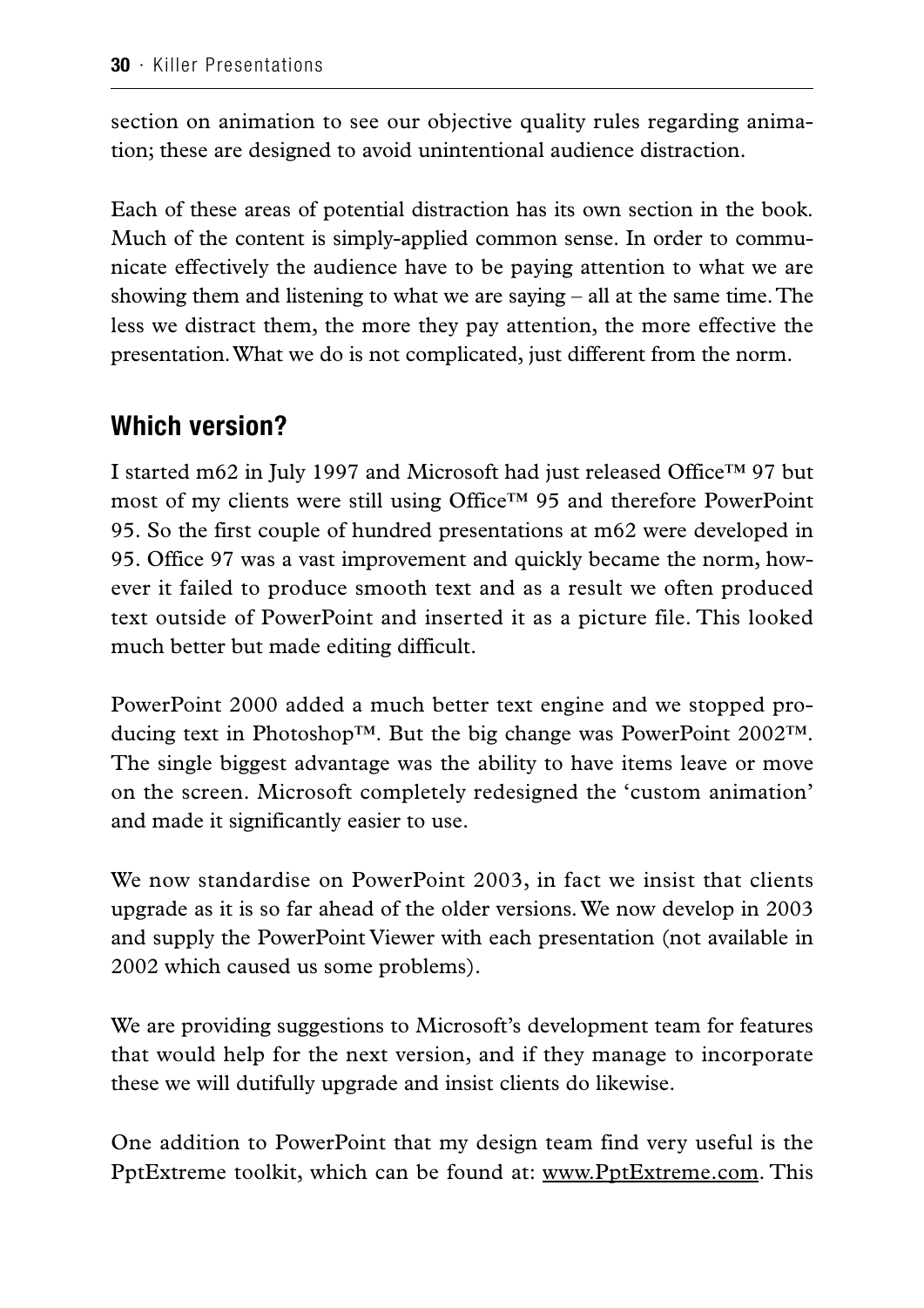section on animation to see our objective quality rules regarding animation; these are designed to avoid unintentional audience distraction.

Each of these areas of potential distraction has its own section in the book. Much of the content is simply-applied common sense. In order to communicate effectively the audience have to be paying attention to what we are showing them and listening to what we are saying – all at the same time. The less we distract them, the more they pay attention, the more effective the presentation. What we do is not complicated, just different from the norm.

## Which version?

I started m62 in July 1997 and Microsoft had just released Office™ 97 but most of my clients were still using Office™ 95 and therefore PowerPoint 95. So the first couple of hundred presentations at m62 were developed in 95. Office 97 was a vast improvement and quickly became the norm, however it failed to produce smooth text and as a result we often produced text outside of PowerPoint and inserted it as a picture file. This looked much better but made editing difficult.

PowerPoint 2000 added a much better text engine and we stopped producing text in Photoshop™. But the big change was PowerPoint 2002™. The single biggest advantage was the ability to have items leave or move on the screen. Microsoft completely redesigned the 'custom animation' and made it significantly easier to use.

We now standardise on PowerPoint 2003, in fact we insist that clients upgrade as it is so far ahead of the older versions. We now develop in 2003 and supply the PowerPoint Viewer with each presentation (not available in 2002 which caused us some problems).

We are providing suggestions to Microsoft's development team for features that would help for the next version, and if they manage to incorporate these we will dutifully upgrade and insist clients do likewise.

One addition to PowerPoint that my design team find very useful is the PptExtreme toolkit, which can be found at: www.PptExtreme.com. This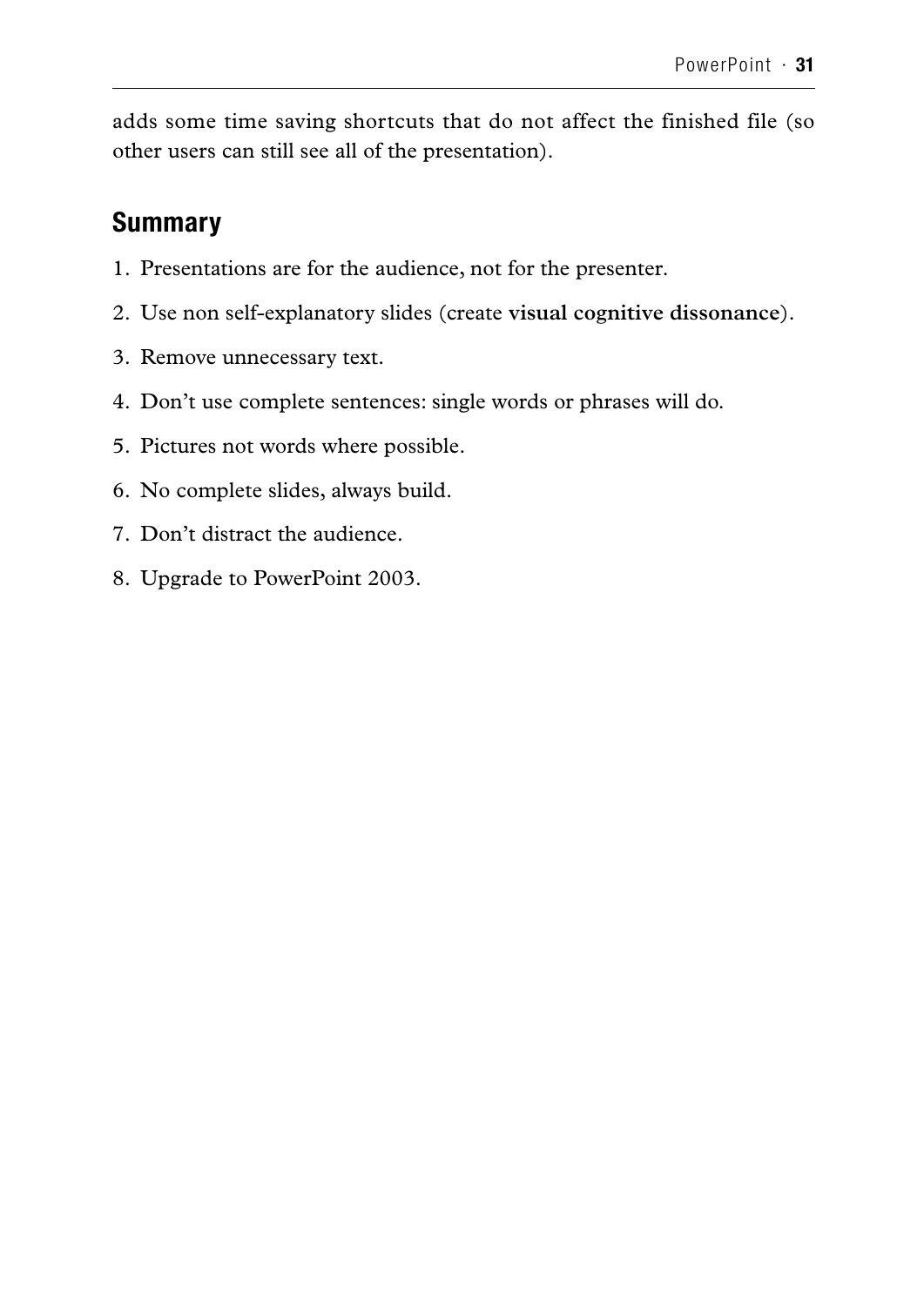adds some time saving shortcuts that do not affect the finished file (so other users can still see all of the presentation).

## Summary

1. Presentations are for the audience, not for the presenter.
2. Use non self-explanatory slides (create **visual cognitive dissonance**).
3. Remove unnecessary text.
4. Don't use complete sentences: single words or phrases will do.
5. Pictures not words where possible.
6. No complete slides, always build.
7. Don't distract the audience.
8. Upgrade to PowerPoint 2003.